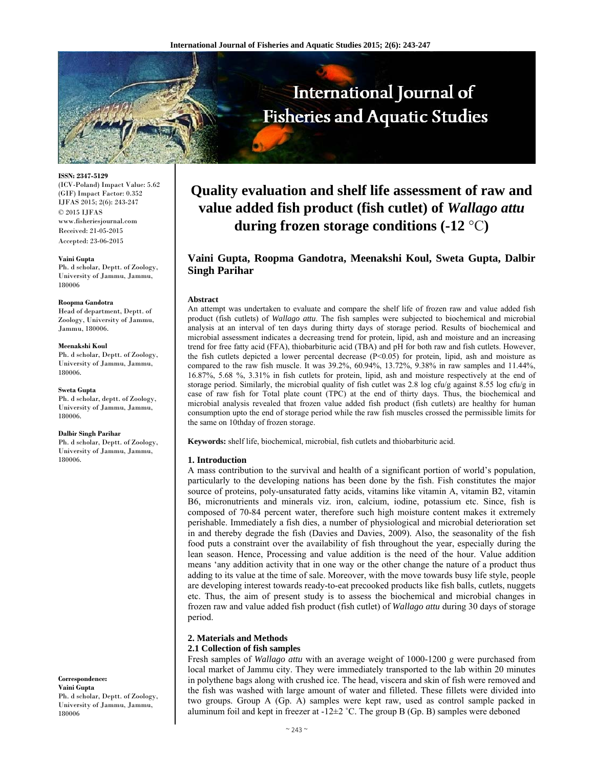# Quality evaluation and shelf life assessment of raw and value added fish product (fish cutlet) of *Wallago attu* during frozen storage conditions (-12 °C)

**Vaini Gupta, Roopma Gandotra, Meenakshi Koul, Sweta Gupta, Dalbir Singh Parihar**

ISSN: 2347-5129
(ICV-Poland) Impact Value: 5.62
(GIF) Impact Factor: 0.352
IJFAS 2015; 2(6): 243-247
© 2015 IJFAS
www.fisheriesjournal.com
Received: 21-05-2015
Accepted: 23-06-2015

**Vaini Gupta**
Ph. d scholar, Deptt. of Zoology, University of Jammu, Jammu, 180006

**Roopma Gandotra**
Head of department, Deptt. of Zoology, University of Jammu, Jammu, 180006.

**Meenakshi Koul**
Ph. d scholar, Deptt. of Zoology, University of Jammu, Jammu, 180006.

**Sweta Gupta**
Ph. d scholar, deptt. of Zoology, University of Jammu, Jammu, 180006.

**Dalbir Singh Parihar**
Ph. d scholar, Deptt. of Zoology, University of Jammu, Jammu, 180006.

**Correspondence:**
**Vaini Gupta**
Ph. d scholar, Deptt. of Zoology, University of Jammu, Jammu, 180006

**Abstract**

An attempt was undertaken to evaluate and compare the shelf life of frozen raw and value added fish product (fish cutlets) of *Wallago attu*. The fish samples were subjected to biochemical and microbial analysis at an interval of ten days during thirty days of storage period. Results of biochemical and microbial assessment indicates a decreasing trend for protein, lipid, ash and moisture and an increasing trend for free fatty acid (FFA), thiobarbituric acid (TBA) and pH for both raw and fish cutlets. However, the fish cutlets depicted a lower percental decrease ($P<0.05$) for protein, lipid, ash and moisture as compared to the raw fish muscle. It was 39.2%, 60.94%, 13.72%, 9.38% in raw samples and 11.44%, 16.87%, 5.68 %, 3.31% in fish cutlets for protein, lipid, ash and moisture respectively at the end of storage period. Similarly, the microbial quality of fish cutlet was 2.8 log cfu/g against 8.55 log cfu/g in case of raw fish for Total plate count (TPC) at the end of thirty days. Thus, the biochemical and microbial analysis revealed that frozen value added fish product (fish cutlets) are healthy for human consumption upto the end of storage period while the raw fish muscles crossed the permissible limits for the same on 10thday of frozen storage.

**Keywords:** shelf life, biochemical, microbial, fish cutlets and thiobarbituric acid.

## 1. Introduction

A mass contribution to the survival and health of a significant portion of world's population, particularly to the developing nations has been done by the fish. Fish constitutes the major source of proteins, poly-unsaturated fatty acids, vitamins like vitamin A, vitamin B2, vitamin B6, micronutrients and minerals viz. iron, calcium, iodine, potassium etc. Since, fish is composed of 70-84 percent water, therefore such high moisture content makes it extremely perishable. Immediately a fish dies, a number of physiological and microbial deterioration set in and thereby degrade the fish (Davies and Davies, 2009). Also, the seasonality of the fish food puts a constraint over the availability of fish throughout the year, especially during the lean season. Hence, Processing and value addition is the need of the hour. Value addition means 'any addition activity that in one way or the other change the nature of a product thus adding to its value at the time of sale. Moreover, with the move towards busy life style, people are developing interest towards ready-to-eat precooked products like fish balls, cutlets, nuggets etc. Thus, the aim of present study is to assess the biochemical and microbial changes in frozen raw and value added fish product (fish cutlet) of *Wallago attu* during 30 days of storage period.

## 2. Materials and Methods

### 2.1 Collection of fish samples

Fresh samples of *Wallago attu* with an average weight of 1000-1200 g were purchased from local market of Jammu city. They were immediately transported to the lab within 20 minutes in polythene bags along with crushed ice. The head, viscera and skin of fish were removed and the fish was washed with large amount of water and filleted. These fillets were divided into two groups. Group A (Gp. A) samples were kept raw, used as control sample packed in aluminum foil and kept in freezer at -12±2 ˚C. The group B (Gp. B) samples were deboned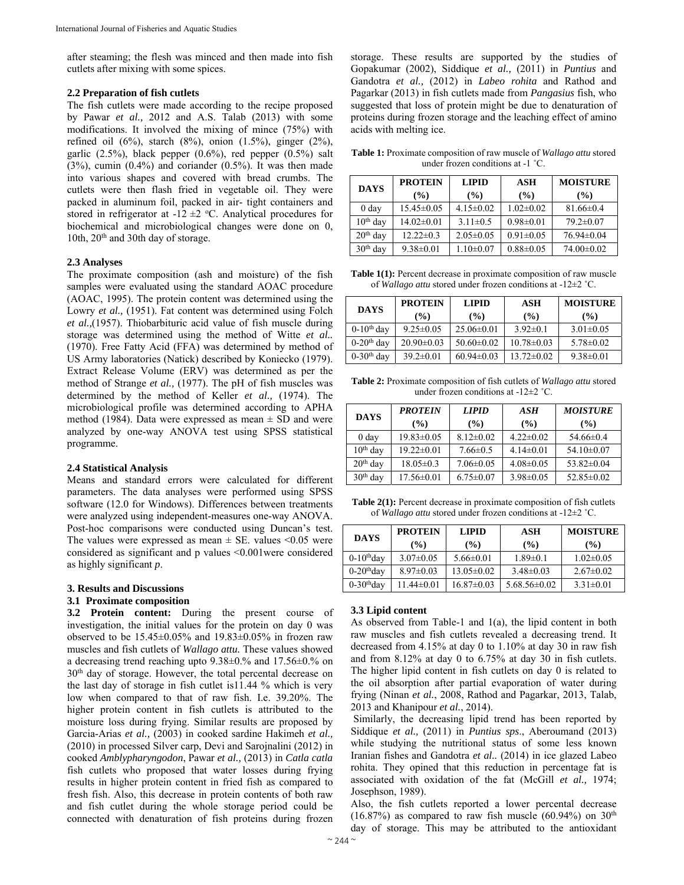after steaming; the flesh was minced and then made into fish cutlets after mixing with some spices.

### 2.2 Preparation of fish cutlets

The fish cutlets were made according to the recipe proposed by Pawar *et al.,* 2012 and A.S. Talab (2013) with some modifications. It involved the mixing of mince (75%) with refined oil (6%), starch (8%), onion (1.5%), ginger (2%), garlic (2.5%), black pepper (0.6%), red pepper (0.5%) salt (3%), cumin (0.4%) and coriander (0.5%). It was then made into various shapes and covered with bread crumbs. The cutlets were then flash fried in vegetable oil. They were packed in aluminum foil, packed in air- tight containers and stored in refrigerator at -12 ±2 ºC. Analytical procedures for biochemical and microbiological changes were done on 0, 10th, 20th and 30th day of storage.

### 2.3 Analyses

The proximate composition (ash and moisture) of the fish samples were evaluated using the standard AOAC procedure (AOAC, 1995). The protein content was determined using the Lowry *et al.,* (1951). Fat content was determined using Folch *et al.,*(1957). Thiobarbituric acid value of fish muscle during storage was determined using the method of Witte *et al.*. (1970). Free Fatty Acid (FFA) was determined by method of US Army laboratories (Natick) described by Koniecko (1979). Extract Release Volume (ERV) was determined as per the method of Strange *et al.,* (1977). The pH of fish muscles was determined by the method of Keller *et al.,* (1974). The microbiological profile was determined according to APHA method (1984). Data were expressed as mean ± SD and were analyzed by one-way ANOVA test using SPSS statistical programme.

### 2.4 Statistical Analysis

Means and standard errors were calculated for different parameters. The data analyses were performed using SPSS software (12.0 for Windows). Differences between treatments were analyzed using independent-measures one-way ANOVA. Post-hoc comparisons were conducted using Duncan's test. The values were expressed as mean ± SE. values <0.05 were considered as significant and p values <0.001were considered as highly significant *p*.

## 3. Results and Discussions

### 3.1 Proximate composition

**3.2 Protein content:** During the present course of investigation, the initial values for the protein on day 0 was observed to be 15.45±0.05% and 19.83±0.05% in frozen raw muscles and fish cutlets of *Wallago attu.* These values showed a decreasing trend reaching upto 9.38±0.% and 17.56±0.% on 30th day of storage. However, the total percental decrease on the last day of storage in fish cutlet is11.44 % which is very low when compared to that of raw fish. I.e. 39.20%. The higher protein content in fish cutlets is attributed to the moisture loss during frying. Similar results are proposed by Garcia-Arias *et al.,* (2003) in cooked sardine Hakimeh *et al.,* (2010) in processed Silver carp, Devi and Sarojnalini (2012) in cooked *Amblypharyngodon*, Pawar *et al.,* (2013) in *Catla catla* fish cutlets who proposed that water losses during frying results in higher protein content in fried fish as compared to fresh fish. Also, this decrease in protein contents of both raw and fish cutlet during the whole storage period could be connected with denaturation of fish proteins during frozen storage. These results are supported by the studies of Gopakumar (2002), Siddique *et al.,* (2011) in *Puntius* and Gandotra *et al.,* (2012) in *Labeo rohita* and Rathod and Pagarkar (2013) in fish cutlets made from *Pangasius* fish, who suggested that loss of protein might be due to denaturation of proteins during frozen storage and the leaching effect of amino acids with melting ice.

**Table 1:** Proximate composition of raw muscle of *Wallago attu* stored under frozen conditions at -1 ˚C.

| DAYS | PROTEIN (%) | LIPID (%) | ASH (%) | MOISTURE (%) |
|---|---|---|---|---|
| 0 day | 15.45±0.05 | 4.15±0.02 | 1.02±0.02 | 81.66±0.4 |
| 10th day | 14.02±0.01 | 3.11±0.5 | 0.98±0.01 | 79.2±0.07 |
| 20th day | 12.22±0.3 | 2.05±0.05 | 0.91±0.05 | 76.94±0.04 |
| 30th day | 9.38±0.01 | 1.10±0.07 | 0.88±0.05 | 74.00±0.02 |

**Table 1(1):** Percent decrease in proximate composition of raw muscle of *Wallago attu* stored under frozen conditions at -12±2 ˚C.

| DAYS | PROTEIN (%) | LIPID (%) | ASH (%) | MOISTURE (%) |
|---|---|---|---|---|
| 0-10th day | 9.25±0.05 | 25.06±0.01 | 3.92±0.1 | 3.01±0.05 |
| 0-20th day | 20.90±0.03 | 50.60±0.02 | 10.78±0.03 | 5.78±0.02 |
| 0-30th day | 39.2±0.01 | 60.94±0.03 | 13.72±0.02 | 9.38±0.01 |

**Table 2:** Proximate composition of fish cutlets of *Wallago attu* stored under frozen conditions at -12±2 ˚C.

| DAYS | *PROTEIN* (%) | *LIPID* (%) | *ASH* (%) | *MOISTURE* (%) |
|---|---|---|---|---|
| 0 day | 19.83±0.05 | 8.12±0.02 | 4.22±0.02 | 54.66±0.4 |
| 10th day | 19.22±0.01 | 7.66±0.5 | 4.14±0.01 | 54.10±0.07 |
| 20th day | 18.05±0.3 | 7.06±0.05 | 4.08±0.05 | 53.82±0.04 |
| 30th day | 17.56±0.01 | 6.75±0.07 | 3.98±0.05 | 52.85±0.02 |

**Table 2(1):** Percent decrease in proximate composition of fish cutlets of *Wallago attu* stored under frozen conditions at -12±2 ˚C.

| DAYS | PROTEIN (%) | LIPID (%) | ASH (%) | MOISTURE (%) |
|---|---|---|---|---|
| 0-10thday | 3.07±0.05 | 5.66±0.01 | 1.89±0.1 | 1.02±0.05 |
| 0-20thday | 8.97±0.03 | 13.05±0.02 | 3.48±0.03 | 2.67±0.02 |
| 0-30thday | 11.44±0.01 | 16.87±0.03 | 5.68.56±0.02 | 3.31±0.01 |

### 3.3 Lipid content

As observed from Table-1 and 1(a), the lipid content in both raw muscles and fish cutlets revealed a decreasing trend. It decreased from 4.15% at day 0 to 1.10% at day 30 in raw fish and from 8.12% at day 0 to 6.75% at day 30 in fish cutlets. The higher lipid content in fish cutlets on day 0 is related to the oil absorption after partial evaporation of water during frying (Ninan *et al.*, 2008, Rathod and Pagarkar, 2013, Talab, 2013 and Khanipour *et al.*, 2014).

Similarly, the decreasing lipid trend has been reported by Siddique *et al.,* (2011) in *Puntius sps*., Aberoumand (2013) while studying the nutritional status of some less known Iranian fishes and Gandotra *et al*.. (2014) in ice glazed Labeo rohita. They opined that this reduction in percentage fat is associated with oxidation of the fat (McGill *et al.,* 1974; Josephson, 1989).

Also, the fish cutlets reported a lower percental decrease (16.87%) as compared to raw fish muscle (60.94%) on 30th day of storage. This may be attributed to the antioxidant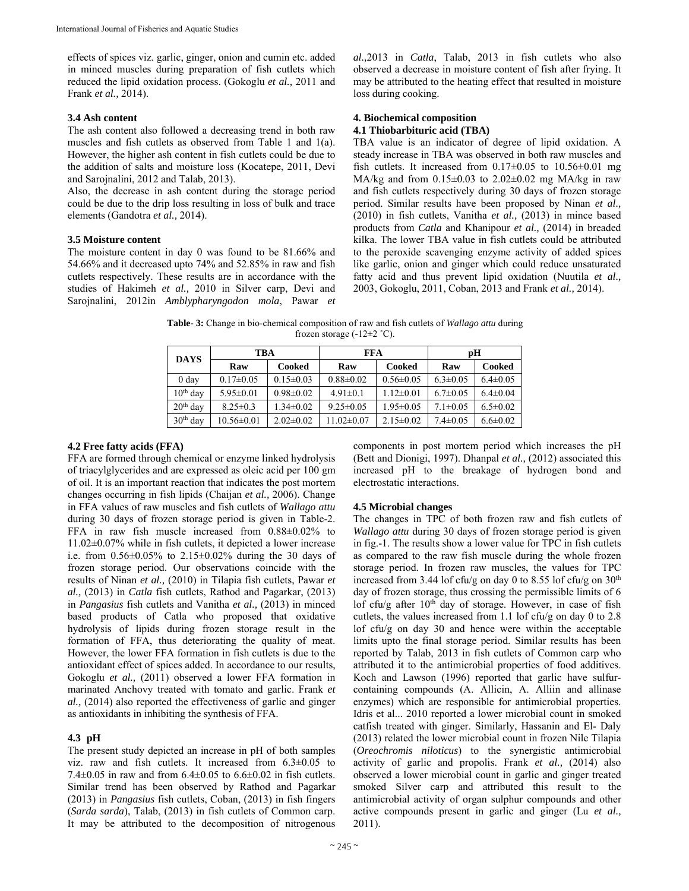effects of spices viz. garlic, ginger, onion and cumin etc. added in minced muscles during preparation of fish cutlets which reduced the lipid oxidation process. (Gokoglu *et al.,* 2011 and Frank *et al.,* 2014).

### 3.4 Ash content

The ash content also followed a decreasing trend in both raw muscles and fish cutlets as observed from Table 1 and 1(a). However, the higher ash content in fish cutlets could be due to the addition of salts and moisture loss (Kocatepe, 2011, Devi and Sarojnalini, 2012 and Talab, 2013).

Also, the decrease in ash content during the storage period could be due to the drip loss resulting in loss of bulk and trace elements (Gandotra *et al.,* 2014).

### 3.5 Moisture content

The moisture content in day 0 was found to be 81.66% and 54.66% and it decreased upto 74% and 52.85% in raw and fish cutlets respectively. These results are in accordance with the studies of Hakimeh *et al.,* 2010 in Silver carp, Devi and Sarojnalini, 2012in *Amblypharyngodon mola*, Pawar *et al.,*2013 in *Catla*, Talab, 2013 in fish cutlets who also observed a decrease in moisture content of fish after frying. It may be attributed to the heating effect that resulted in moisture loss during cooking.

## 4. Biochemical composition

### 4.1 Thiobarbituric acid (TBA)

TBA value is an indicator of degree of lipid oxidation. A steady increase in TBA was observed in both raw muscles and fish cutlets. It increased from 0.17±0.05 to 10.56±0.01 mg MA/kg and from 0.15±0.03 to 2.02±0.02 mg MA/kg in raw and fish cutlets respectively during 30 days of frozen storage period. Similar results have been proposed by Ninan *et al.,* (2010) in fish cutlets, Vanitha *et al.,* (2013) in mince based products from *Catla* and Khanipour *et al.,* (2014) in breaded kilka. The lower TBA value in fish cutlets could be attributed to the peroxide scavenging enzyme activity of added spices like garlic, onion and ginger which could reduce unsaturated fatty acid and thus prevent lipid oxidation (Nuutila *et al.,* 2003, Gokoglu, 2011, Coban, 2013 and Frank *et al.,* 2014).

**Table- 3:** Change in bio-chemical composition of raw and fish cutlets of *Wallago attu* during frozen storage (-12±2 ˚C).

| DAYS | TBA | | FFA | | pH | |
|---|---|---|---|---|---|---|
| | Raw | Cooked | Raw | Cooked | Raw | Cooked |
| 0 day | 0.17±0.05 | 0.15±0.03 | 0.88±0.02 | 0.56±0.05 | 6.3±0.05 | 6.4±0.05 |
| 10th day | 5.95±0.01 | 0.98±0.02 | 4.91±0.1 | 1.12±0.01 | 6.7±0.05 | 6.4±0.04 |
| 20th day | 8.25±0.3 | 1.34±0.02 | 9.25±0.05 | 1.95±0.05 | 7.1±0.05 | 6.5±0.02 |
| 30th day | 10.56±0.01 | 2.02±0.02 | 11.02±0.07 | 2.15±0.02 | 7.4±0.05 | 6.6±0.02 |

### 4.2 Free fatty acids (FFA)

FFA are formed through chemical or enzyme linked hydrolysis of triacylglycerides and are expressed as oleic acid per 100 gm of oil. It is an important reaction that indicates the post mortem changes occurring in fish lipids (Chaijan *et al.,* 2006). Change in FFA values of raw muscles and fish cutlets of *Wallago attu* during 30 days of frozen storage period is given in Table-2. FFA in raw fish muscle increased from 0.88±0.02% to 11.02±0.07% while in fish cutlets, it depicted a lower increase i.e. from 0.56±0.05% to 2.15±0.02% during the 30 days of frozen storage period. Our observations coincide with the results of Ninan *et al.,* (2010) in Tilapia fish cutlets, Pawar *et al.,* (2013) in *Catla* fish cutlets, Rathod and Pagarkar, (2013) in *Pangasius* fish cutlets and Vanitha *et al.,* (2013) in minced based products of Catla who proposed that oxidative hydrolysis of lipids during frozen storage result in the formation of FFA, thus deteriorating the quality of meat. However, the lower FFA formation in fish cutlets is due to the antioxidant effect of spices added. In accordance to our results, Gokoglu *et al.,* (2011) observed a lower FFA formation in marinated Anchovy treated with tomato and garlic. Frank *et al.,* (2014) also reported the effectiveness of garlic and ginger as antioxidants in inhibiting the synthesis of FFA.

### 4.3 pH

The present study depicted an increase in pH of both samples viz. raw and fish cutlets. It increased from 6.3±0.05 to 7.4±0.05 in raw and from 6.4±0.05 to 6.6±0.02 in fish cutlets. Similar trend has been observed by Rathod and Pagarkar (2013) in *Pangasius* fish cutlets, Coban, (2013) in fish fingers (*Sarda sarda*), Talab, (2013) in fish cutlets of Common carp. It may be attributed to the decomposition of nitrogenous components in post mortem period which increases the pH (Bett and Dionigi, 1997). Dhanpal *et al.,* (2012) associated this increased pH to the breakage of hydrogen bond and electrostatic interactions.

### 4.5 Microbial changes

The changes in TPC of both frozen raw and fish cutlets of *Wallago attu* during 30 days of frozen storage period is given in fig.-1. The results show a lower value for TPC in fish cutlets as compared to the raw fish muscle during the whole frozen storage period. In frozen raw muscles, the values for TPC increased from 3.44 lof cfu/g on day 0 to 8.55 lof cfu/g on 30th day of frozen storage, thus crossing the permissible limits of 6 lof cfu/g after of 10th day of storage. However, in case of fish cutlets, the values increased from 1.1 lof cfu/g on day 0 to 2.8 lof cfu/g on day 30 and hence were within the acceptable limits upto the final storage period. Similar results has been reported by Talab, 2013 in fish cutlets of Common carp who attributed it to the antimicrobial properties of food additives. Koch and Lawson (1996) reported that garlic have sulfur-containing compounds (A. Allicin, A. Alliin and allinase enzymes) which are responsible for antimicrobial properties. Idris et al... 2010 reported a lower microbial count in smoked catfish treated with ginger. Similarly, Hassanin and El- Daly (2013) related the lower microbial count in frozen Nile Tilapia (*Oreochromis niloticus*) to the synergistic antimicrobial activity of garlic and propolis. Frank *et al.,* (2014) also observed a lower microbial count in garlic and ginger treated smoked Silver carp and attributed this result to the antimicrobial activity of organ sulphur compounds and other active compounds present in garlic and ginger (Lu *et al.,* 2011).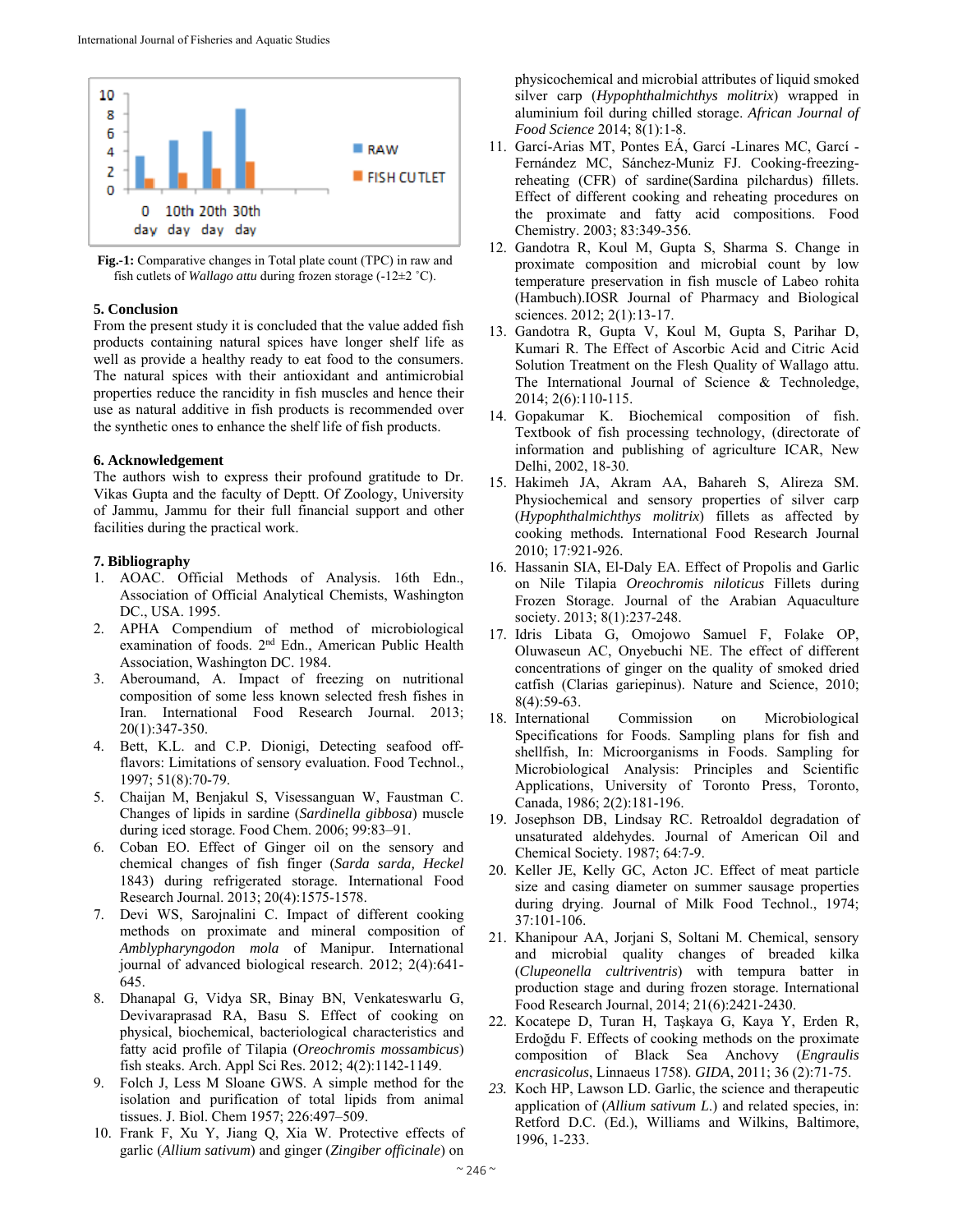Fig.-1: Comparative changes in Total plate count (TPC) in raw and fish cutlets of *Wallago attu* during frozen storage (-12±2 ˚C).

## 5. Conclusion

From the present study it is concluded that the value added fish products containing natural spices have longer shelf life as well as provide a healthy ready to eat food to the consumers. The natural spices with their antioxidant and antimicrobial properties reduce the rancidity in fish muscles and hence their use as natural additive in fish products is recommended over the synthetic ones to enhance the shelf life of fish products.

## 6. Acknowledgement

The authors wish to express their profound gratitude to Dr. Vikas Gupta and the faculty of Deptt. Of Zoology, University of Jammu, Jammu for their full financial support and other facilities during the practical work.

## 7. Bibliography

1. AOAC. Official Methods of Analysis. 16th Edn., Association of Official Analytical Chemists, Washington DC., USA. 1995.
2. APHA Compendium of method of microbiological examination of foods. 2nd Edn., American Public Health Association, Washington DC. 1984.
3. Aberoumand, A. Impact of freezing on nutritional composition of some less known selected fresh fishes in Iran. International Food Research Journal. 2013; 20(1):347-350.
4. Bett, K.L. and C.P. Dionigi, Detecting seafood off-flavors: Limitations of sensory evaluation. Food Technol., 1997; 51(8):70-79.
5. Chaijan M, Benjakul S, Visessanguan W, Faustman C. Changes of lipids in sardine (*Sardinella gibbosa*) muscle during iced storage. Food Chem. 2006; 99:83–91.
6. Coban EO. Effect of Ginger oil on the sensory and chemical changes of fish finger (*Sarda sarda, Heckel* 1843) during refrigerated storage. International Food Research Journal. 2013; 20(4):1575-1578.
7. Devi WS, Sarojnalini C. Impact of different cooking methods on proximate and mineral composition of *Amblypharyngodon mola* of Manipur. International journal of advanced biological research. 2012; 2(4):641-645.
8. Dhanapal G, Vidya SR, Binay BN, Venkateswarlu G, Devivaraprasad RA, Basu S. Effect of cooking on physical, biochemical, bacteriological characteristics and fatty acid profile of Tilapia (*Oreochromis mossambicus*) fish steaks. Arch. Appl Sci Res. 2012; 4(2):1142-1149.
9. Folch J, Less M Sloane GWS. A simple method for the isolation and purification of total lipids from animal tissues. J. Biol. Chem 1957; 226:497–509.
10. Frank F, Xu Y, Jiang Q, Xia W. Protective effects of garlic (*Allium sativum*) and ginger (*Zingiber officinale*) on physicochemical and microbial attributes of liquid smoked silver carp (*Hypophthalmichthys molitrix*) wrapped in aluminium foil during chilled storage. *African Journal of Food Science* 2014; 8(1):1-8.
11. Garcí-Arias MT, Pontes EÁ, Garcí -Linares MC, Garcí - Fernández MC, Sánchez-Muniz FJ. Cooking-freezing-reheating (CFR) of sardine(Sardina pilchardus) fillets. Effect of different cooking and reheating procedures on the proximate and fatty acid compositions. Food Chemistry. 2003; 83:349-356.
12. Gandotra R, Koul M, Gupta S, Sharma S. Change in proximate composition and microbial count by low temperature preservation in fish muscle of Labeo rohita (Hambuch).IOSR Journal of Pharmacy and Biological sciences. 2012; 2(1):13-17.
13. Gandotra R, Gupta V, Koul M, Gupta S, Parihar D, Kumari R. The Effect of Ascorbic Acid and Citric Acid Solution Treatment on the Flesh Quality of Wallago attu. The International Journal of Science & Technoledge, 2014; 2(6):110-115.
14. Gopakumar K. Biochemical composition of fish. Textbook of fish processing technology, (directorate of information and publishing of agriculture ICAR, New Delhi, 2002, 18-30.
15. Hakimeh JA, Akram AA, Bahareh S, Alireza SM. Physiochemical and sensory properties of silver carp (*Hypophthalmichthys molitrix*) fillets as affected by cooking methods. International Food Research Journal 2010; 17:921-926.
16. Hassanin SIA, El-Daly EA. Effect of Propolis and Garlic on Nile Tilapia *Oreochromis niloticus* Fillets during Frozen Storage. Journal of the Arabian Aquaculture society. 2013; 8(1):237-248.
17. Idris Libata G, Omojowo Samuel F, Folake OP, Oluwaseun AC, Onyebuchi NE. The effect of different concentrations of ginger on the quality of smoked dried catfish (Clarias gariepinus). Nature and Science, 2010; 8(4):59-63.
18. International Commission on Microbiological Specifications for Foods. Sampling plans for fish and shellfish, In: Microorganisms in Foods. Sampling for Microbiological Analysis: Principles and Scientific Applications, University of Toronto Press, Toronto, Canada, 1986; 2(2):181-196.
19. Josephson DB, Lindsay RC. Retroaldol degradation of unsaturated aldehydes. Journal of American Oil and Chemical Society. 1987; 64:7-9.
20. Keller JE, Kelly GC, Acton JC. Effect of meat particle size and casing diameter on summer sausage properties during drying. Journal of Milk Food Technol., 1974; 37:101-106.
21. Khanipour AA, Jorjani S, Soltani M. Chemical, sensory and microbial quality changes of breaded kilka (*Clupeonella cultriventris*) with tempura batter in production stage and during frozen storage. International Food Research Journal, 2014; 21(6):2421-2430.
22. Kocatepe D, Turan H, Taşkaya G, Kaya Y, Erden R, Erdoğdu F. Effects of cooking methods on the proximate composition of Black Sea Anchovy (*Engraulis encrasicolus*, Linnaeus 1758). *GIDA*, 2011; 36 (2):71-75.
23. Koch HP, Lawson LD. Garlic, the science and therapeutic application of (*Allium sativum L.*) and related species, in: Retford D.C. (Ed.), Williams and Wilkins, Baltimore, 1996, 1-233.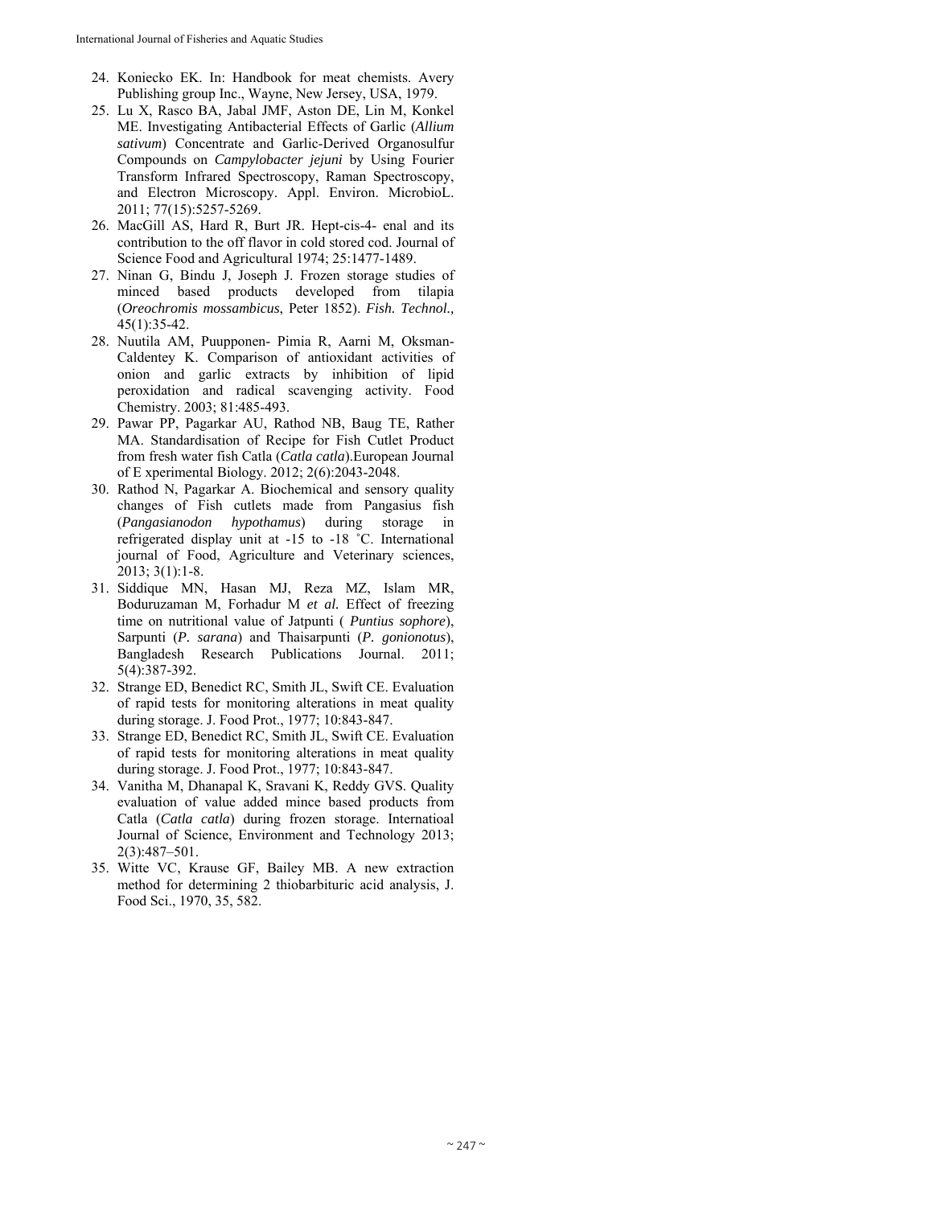24. Koniecko EK. In: Handbook for meat chemists. Avery Publishing group Inc., Wayne, New Jersey, USA, 1979.
25. Lu X, Rasco BA, Jabal JMF, Aston DE, Lin M, Konkel ME. Investigating Antibacterial Effects of Garlic (*Allium sativum*) Concentrate and Garlic-Derived Organosulfur Compounds on *Campylobacter jejuni* by Using Fourier Transform Infrared Spectroscopy, Raman Spectroscopy, and Electron Microscopy. Appl. Environ. MicrobioL. 2011; 77(15):5257-5269.
26. MacGill AS, Hard R, Burt JR. Hept-cis-4- enal and its contribution to the off flavor in cold stored cod. Journal of Science Food and Agricultural 1974; 25:1477-1489.
27. Ninan G, Bindu J, Joseph J. Frozen storage studies of minced based products developed from tilapia (*Oreochromis mossambicus*, Peter 1852). *Fish. Technol.,* 45(1):35-42.
28. Nuutila AM, Puupponen- Pimia R, Aarni M, Oksman-Caldentey K. Comparison of antioxidant activities of onion and garlic extracts by inhibition of lipid peroxidation and radical scavenging activity. Food Chemistry. 2003; 81:485-493.
29. Pawar PP, Pagarkar AU, Rathod NB, Baug TE, Rather MA. Standardisation of Recipe for Fish Cutlet Product from fresh water fish Catla (*Catla catla*).European Journal of E xperimental Biology. 2012; 2(6):2043-2048.
30. Rathod N, Pagarkar A. Biochemical and sensory quality changes of Fish cutlets made from Pangasius fish (*Pangasianodon hypothamus*) during storage in refrigerated display unit at -15 to -18 ˚C. International journal of Food, Agriculture and Veterinary sciences, 2013; 3(1):1-8.
31. Siddique MN, Hasan MJ, Reza MZ, Islam MR, Boduruzaman M, Forhadur M *et al.* Effect of freezing time on nutritional value of Jatpunti ( *Puntius sophore*), Sarpunti (*P. sarana*) and Thaisarpunti (*P. gonionotus*), Bangladesh Research Publications Journal. 2011; 5(4):387-392.
32. Strange ED, Benedict RC, Smith JL, Swift CE. Evaluation of rapid tests for monitoring alterations in meat quality during storage. J. Food Prot., 1977; 10:843-847.
33. Strange ED, Benedict RC, Smith JL, Swift CE. Evaluation of rapid tests for monitoring alterations in meat quality during storage. J. Food Prot., 1977; 10:843-847.
34. Vanitha M, Dhanapal K, Sravani K, Reddy GVS. Quality evaluation of value added mince based products from Catla (*Catla catla*) during frozen storage. Internatioal Journal of Science, Environment and Technology 2013; 2(3):487–501.
35. Witte VC, Krause GF, Bailey MB. A new extraction method for determining 2 thiobarbituric acid analysis, J. Food Sci., 1970, 35, 582.